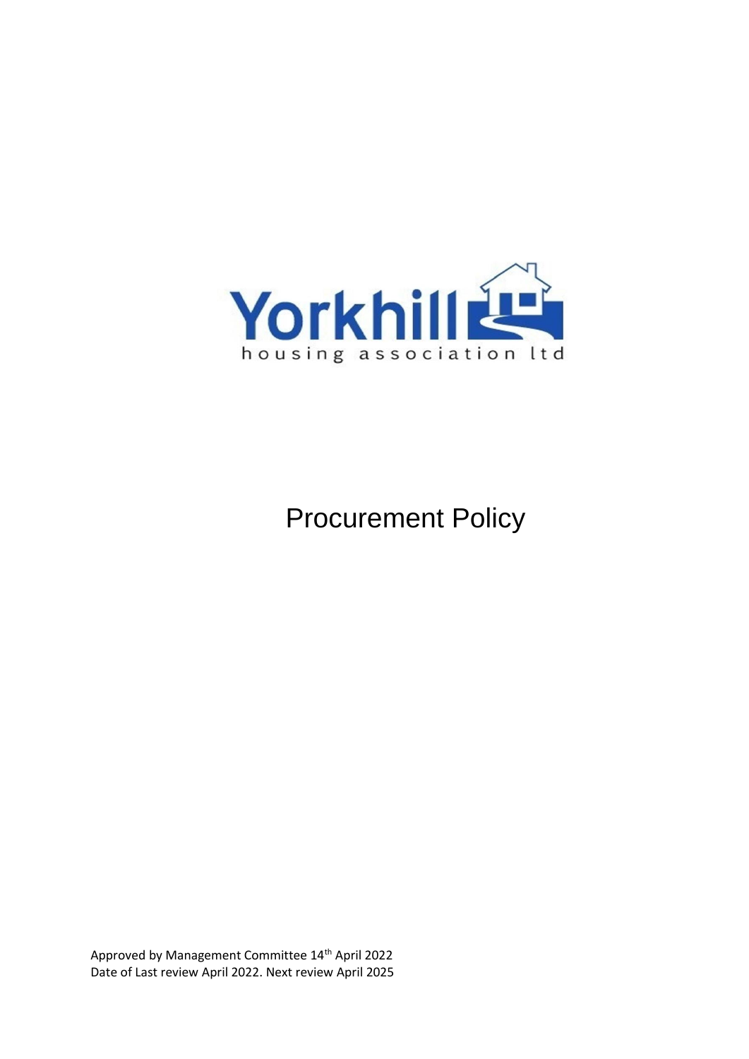Yorkhill

housing association ltd

# Procurement Policy

Approved by Management Committee 14th April 2022
Date of Last review April 2022. Next review April 2025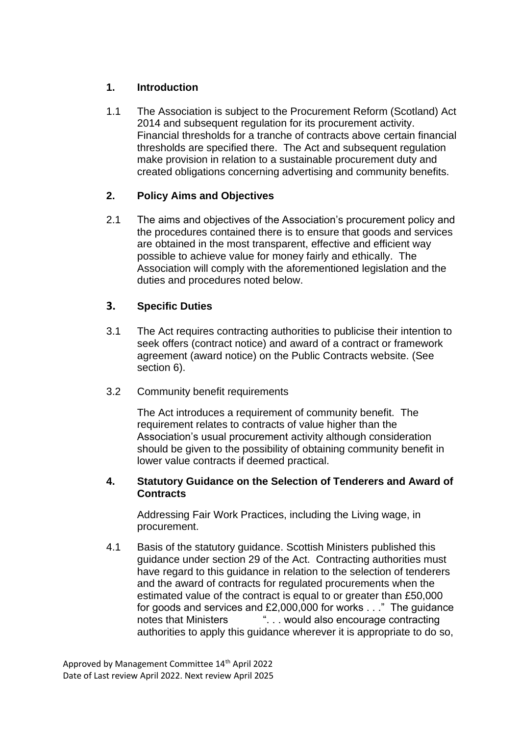## 1. Introduction

1.1 The Association is subject to the Procurement Reform (Scotland) Act 2014 and subsequent regulation for its procurement activity. Financial thresholds for a tranche of contracts above certain financial thresholds are specified there. The Act and subsequent regulation make provision in relation to a sustainable procurement duty and created obligations concerning advertising and community benefits.

## 2. Policy Aims and Objectives

2.1 The aims and objectives of the Association's procurement policy and the procedures contained there is to ensure that goods and services are obtained in the most transparent, effective and efficient way possible to achieve value for money fairly and ethically. The Association will comply with the aforementioned legislation and the duties and procedures noted below.

## 3. Specific Duties

3.1 The Act requires contracting authorities to publicise their intention to seek offers (contract notice) and award of a contract or framework agreement (award notice) on the Public Contracts website. (See section 6).

3.2 Community benefit requirements

The Act introduces a requirement of community benefit. The requirement relates to contracts of value higher than the Association's usual procurement activity although consideration should be given to the possibility of obtaining community benefit in lower value contracts if deemed practical.

## 4. Statutory Guidance on the Selection of Tenderers and Award of Contracts

Addressing Fair Work Practices, including the Living wage, in procurement.

4.1 Basis of the statutory guidance. Scottish Ministers published this guidance under section 29 of the Act. Contracting authorities must have regard to this guidance in relation to the selection of tenderers and the award of contracts for regulated procurements when the estimated value of the contract is equal to or greater than £50,000 for goods and services and £2,000,000 for works . . ." The guidance notes that Ministers ". . . would also encourage contracting authorities to apply this guidance wherever it is appropriate to do so,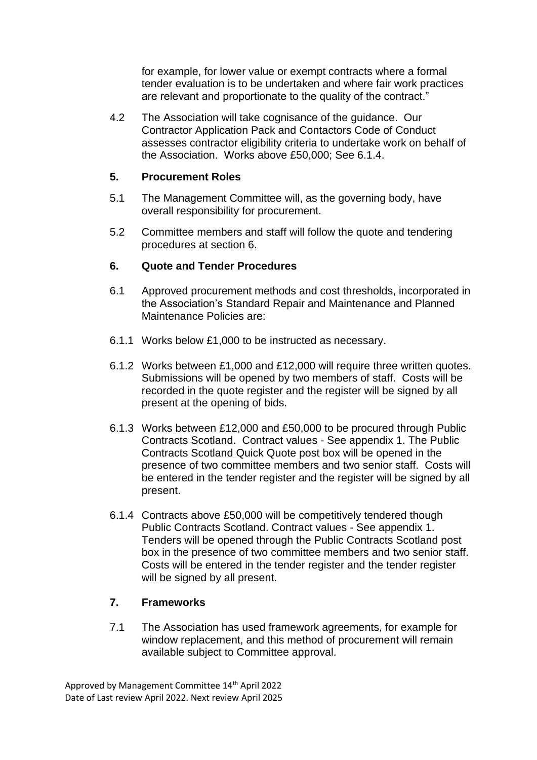for example, for lower value or exempt contracts where a formal tender evaluation is to be undertaken and where fair work practices are relevant and proportionate to the quality of the contract."

4.2 The Association will take cognisance of the guidance. Our Contractor Application Pack and Contactors Code of Conduct assesses contractor eligibility criteria to undertake work on behalf of the Association. Works above £50,000; See 6.1.4.

## 5. Procurement Roles

5.1 The Management Committee will, as the governing body, have overall responsibility for procurement.

5.2 Committee members and staff will follow the quote and tendering procedures at section 6.

## 6. Quote and Tender Procedures

6.1 Approved procurement methods and cost thresholds, incorporated in the Association's Standard Repair and Maintenance and Planned Maintenance Policies are:

6.1.1 Works below £1,000 to be instructed as necessary.

6.1.2 Works between £1,000 and £12,000 will require three written quotes. Submissions will be opened by two members of staff. Costs will be recorded in the quote register and the register will be signed by all present at the opening of bids.

6.1.3 Works between £12,000 and £50,000 to be procured through Public Contracts Scotland. Contract values - See appendix 1. The Public Contracts Scotland Quick Quote post box will be opened in the presence of two committee members and two senior staff. Costs will be entered in the tender register and the register will be signed by all present.

6.1.4 Contracts above £50,000 will be competitively tendered though Public Contracts Scotland. Contract values - See appendix 1. Tenders will be opened through the Public Contracts Scotland post box in the presence of two committee members and two senior staff. Costs will be entered in the tender register and the tender register will be signed by all present.

## 7. Frameworks

7.1 The Association has used framework agreements, for example for window replacement, and this method of procurement will remain available subject to Committee approval.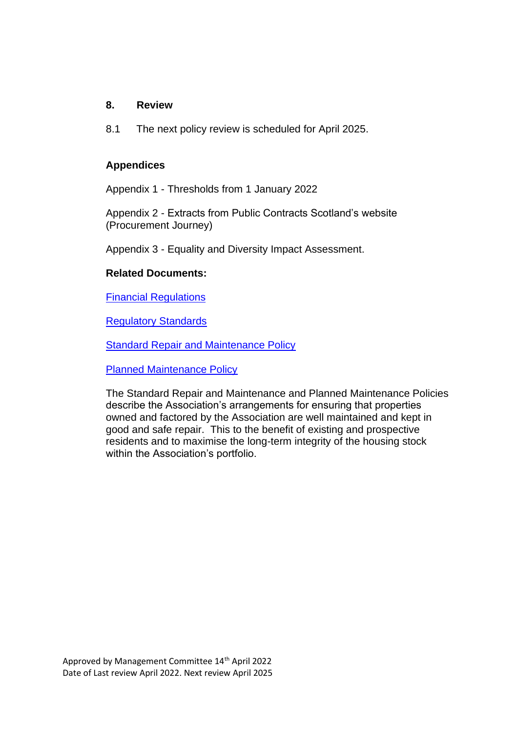## 8. Review

8.1 The next policy review is scheduled for April 2025.

**Appendices**

Appendix 1 - Thresholds from 1 January 2022

Appendix 2 - Extracts from Public Contracts Scotland's website (Procurement Journey)

Appendix 3 - Equality and Diversity Impact Assessment.

**Related Documents:**

Financial Regulations

Regulatory Standards

Standard Repair and Maintenance Policy

Planned Maintenance Policy

The Standard Repair and Maintenance and Planned Maintenance Policies describe the Association's arrangements for ensuring that properties owned and factored by the Association are well maintained and kept in good and safe repair. This to the benefit of existing and prospective residents and to maximise the long-term integrity of the housing stock within the Association's portfolio.

Approved by Management Committee 14th April 2022
Date of Last review April 2022. Next review April 2025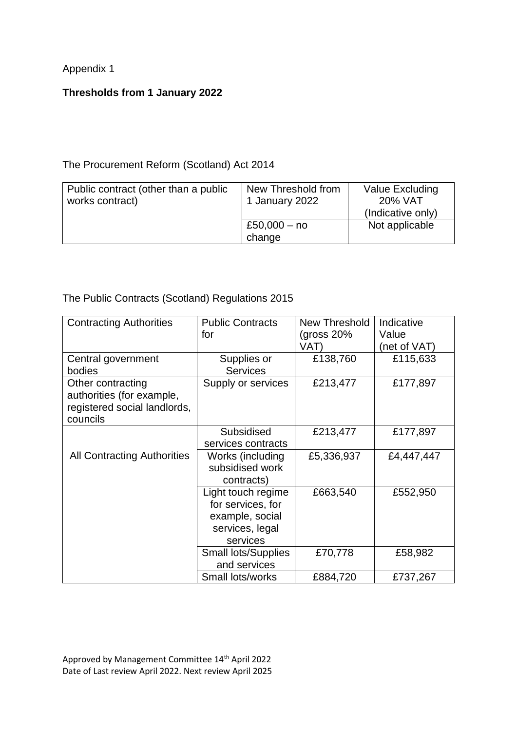Appendix 1

**Thresholds from 1 January 2022**

The Procurement Reform (Scotland) Act 2014

| Public contract (other than a public works contract) | New Threshold from 1 January 2022 | Value Excluding 20% VAT (Indicative only) |
|---|---|---|
| | £50,000 – no change | Not applicable |

The Public Contracts (Scotland) Regulations 2015

| Contracting Authorities | Public Contracts for | New Threshold (gross 20% VAT) | Indicative Value (net of VAT) |
|---|---|---|---|
| Central government bodies | Supplies or Services | £138,760 | £115,633 |
| Other contracting authorities (for example, registered social landlords, councils | Supply or services | £213,477 | £177,897 |
| All Contracting Authorities | Subsidised services contracts | £213,477 | £177,897 |
| | Works (including subsidised work contracts) | £5,336,937 | £4,447,447 |
| | Light touch regime for services, for example, social services, legal services | £663,540 | £552,950 |
| | Small lots/Supplies and services | £70,778 | £58,982 |
| | Small lots/works | £884,720 | £737,267 |

Approved by Management Committee 14th April 2022
Date of Last review April 2022. Next review April 2025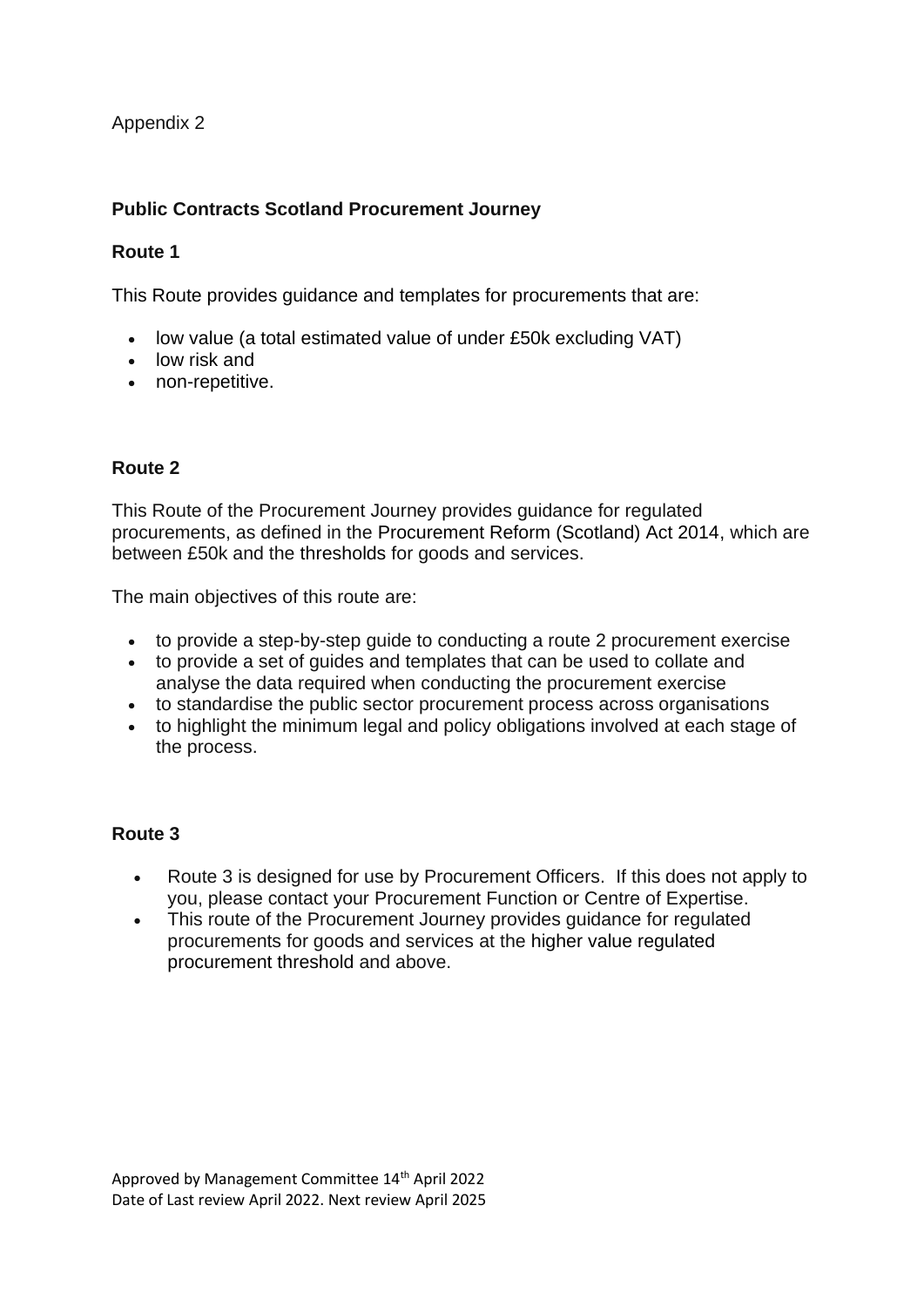Appendix 2

**Public Contracts Scotland Procurement Journey**

**Route 1**

This Route provides guidance and templates for procurements that are:

- low value (a total estimated value of under £50k excluding VAT)
- low risk and
- non-repetitive.

**Route 2**

This Route of the Procurement Journey provides guidance for regulated procurements, as defined in the Procurement Reform (Scotland) Act 2014, which are between £50k and the thresholds for goods and services.

The main objectives of this route are:

- to provide a step-by-step guide to conducting a route 2 procurement exercise
- to provide a set of guides and templates that can be used to collate and analyse the data required when conducting the procurement exercise
- to standardise the public sector procurement process across organisations
- to highlight the minimum legal and policy obligations involved at each stage of the process.

**Route 3**

- Route 3 is designed for use by Procurement Officers. If this does not apply to you, please contact your Procurement Function or Centre of Expertise.
- This route of the Procurement Journey provides guidance for regulated procurements for goods and services at the higher value regulated procurement threshold and above.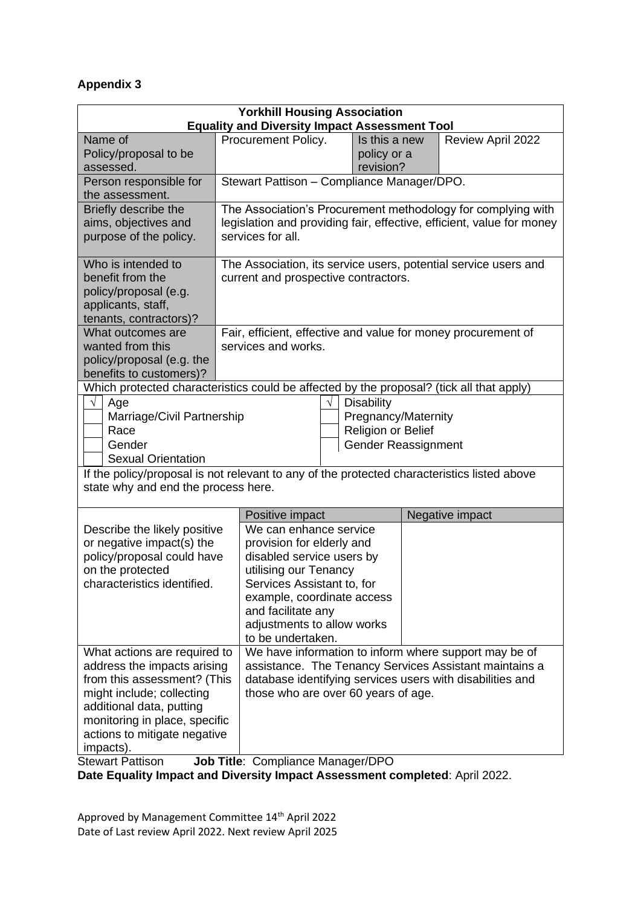## Appendix 3

| Yorkhill Housing Association<br>Equality and Diversity Impact Assessment Tool | | | |
|---|---|---|---|
| Name of Policy/proposal to be assessed. | Procurement Policy. | Is this a new policy or a revision? | Review April 2022 |
| Person responsible for the assessment. | Stewart Pattison – Compliance Manager/DPO. | | |
| Briefly describe the aims, objectives and purpose of the policy. | The Association's Procurement methodology for complying with legislation and providing fair, effective, efficient, value for money services for all. | | |
| Who is intended to benefit from the policy/proposal (e.g. applicants, staff, tenants, contractors)? | The Association, its service users, potential service users and current and prospective contractors. | | |
| What outcomes are wanted from this policy/proposal (e.g. the benefits to customers)? | Fair, efficient, effective and value for money procurement of services and works. | | |

Which protected characteristics could be affected by the proposal? (tick all that apply)

| Tick | Characteristic | Tick | Characteristic |
|---|---|---|---|
| √ | Age | √ | Disability |
| | Marriage/Civil Partnership | | Pregnancy/Maternity |
| | Race | | Religion or Belief |
| | Gender | | Gender Reassignment |
| | Sexual Orientation | | |

If the policy/proposal is not relevant to any of the protected characteristics listed above state why and end the process here.

| | Positive impact | Negative impact |
|---|---|---|
| Describe the likely positive or negative impact(s) the policy/proposal could have on the protected characteristics identified. | We can enhance service provision for elderly and disabled service users by utilising our Tenancy Services Assistant to, for example, coordinate access and facilitate any adjustments to allow works to be undertaken. | |
| What actions are required to address the impacts arising from this assessment? (This might include; collecting additional data, putting monitoring in place, specific actions to mitigate negative impacts). | We have information to inform where support may be of assistance. The Tenancy Services Assistant maintains a database identifying services users with disabilities and those who are over 60 years of age. | |

Stewart Pattison **Job Title**: Compliance Manager/DPO

**Date Equality Impact and Diversity Impact Assessment completed**: April 2022.

Approved by Management Committee 14th April 2022
Date of Last review April 2022. Next review April 2025